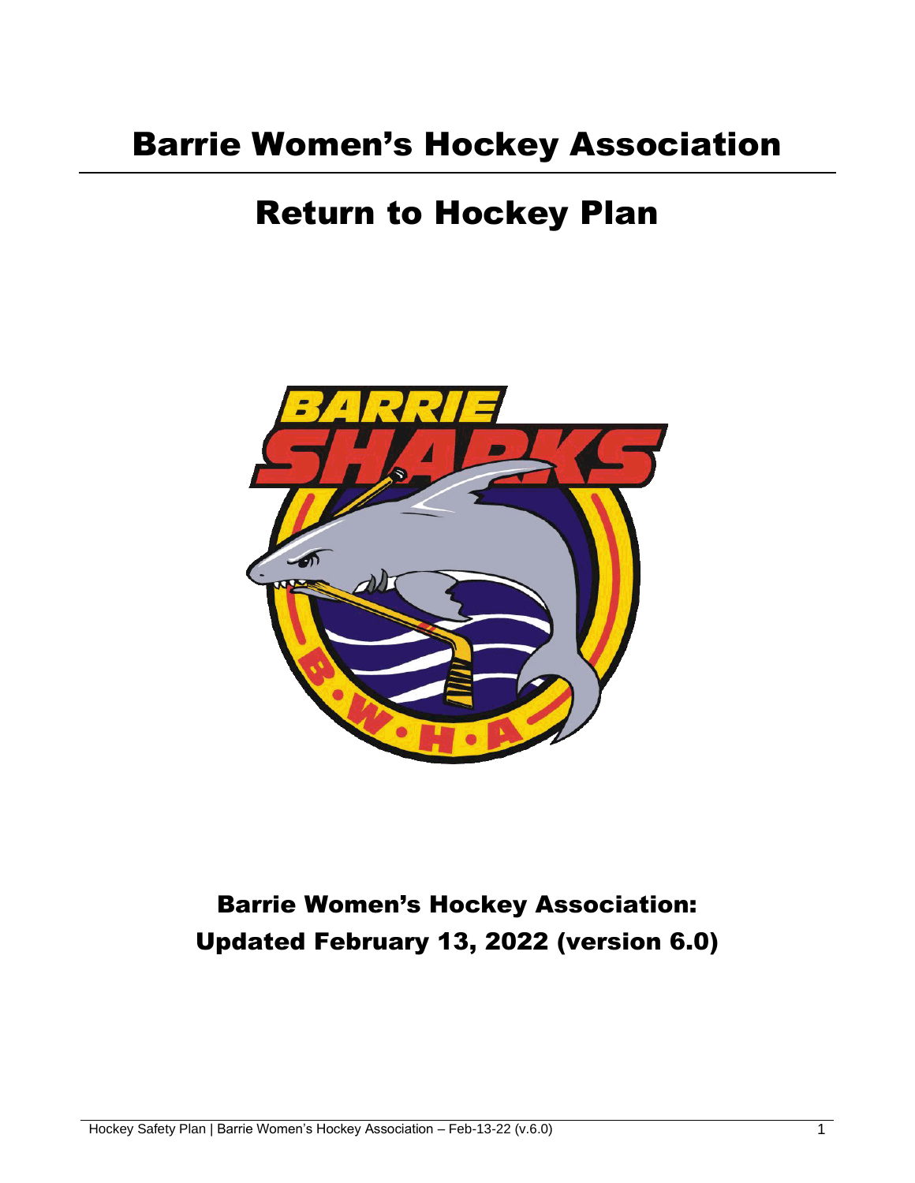# Barrie Women's Hockey Association

# Return to Hockey Plan

## Barrie Women's Hockey Association:
## Updated February 13, 2022 (version 6.0)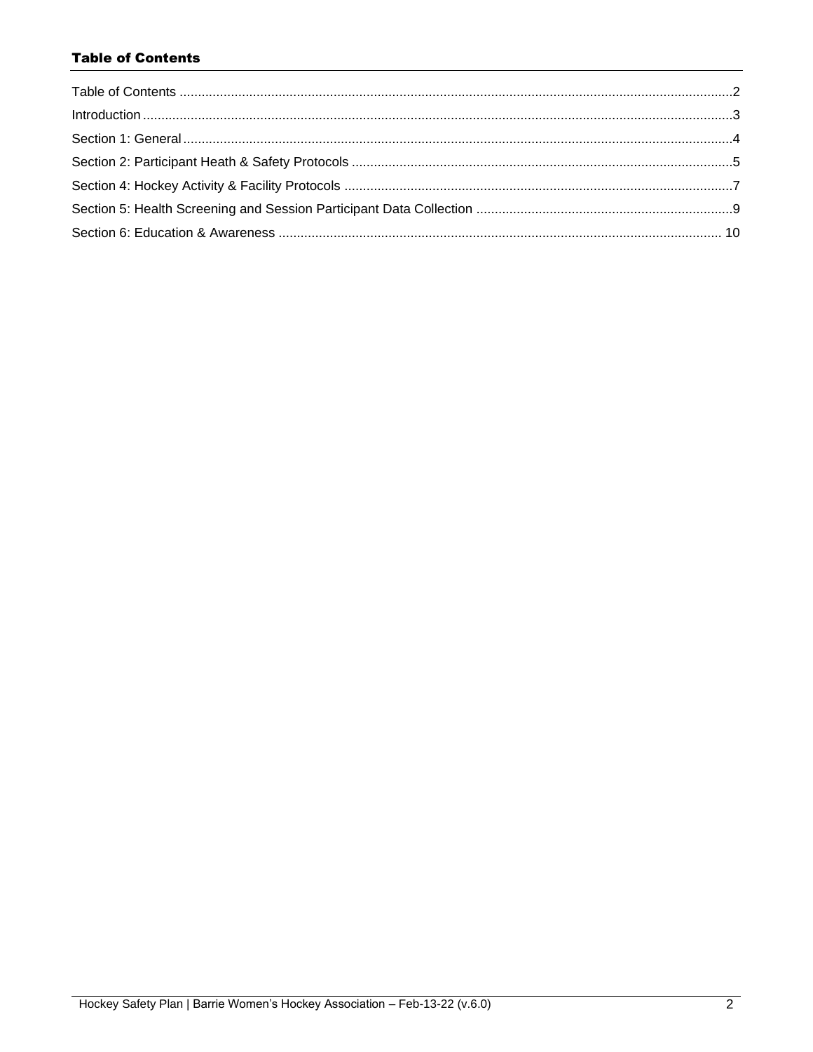## Table of Contents

Table of Contents ........................................................................................................................................2
Introduction ...................................................................................................................................................3
Section 1: General.........................................................................................................................................4
Section 2: Participant Heath & Safety Protocols .........................................................................................5
Section 4: Hockey Activity & Facility Protocols ...........................................................................................7
Section 5: Health Screening and Session Participant Data Collection ......................................................9
Section 6: Education & Awareness ............................................................................................................ 10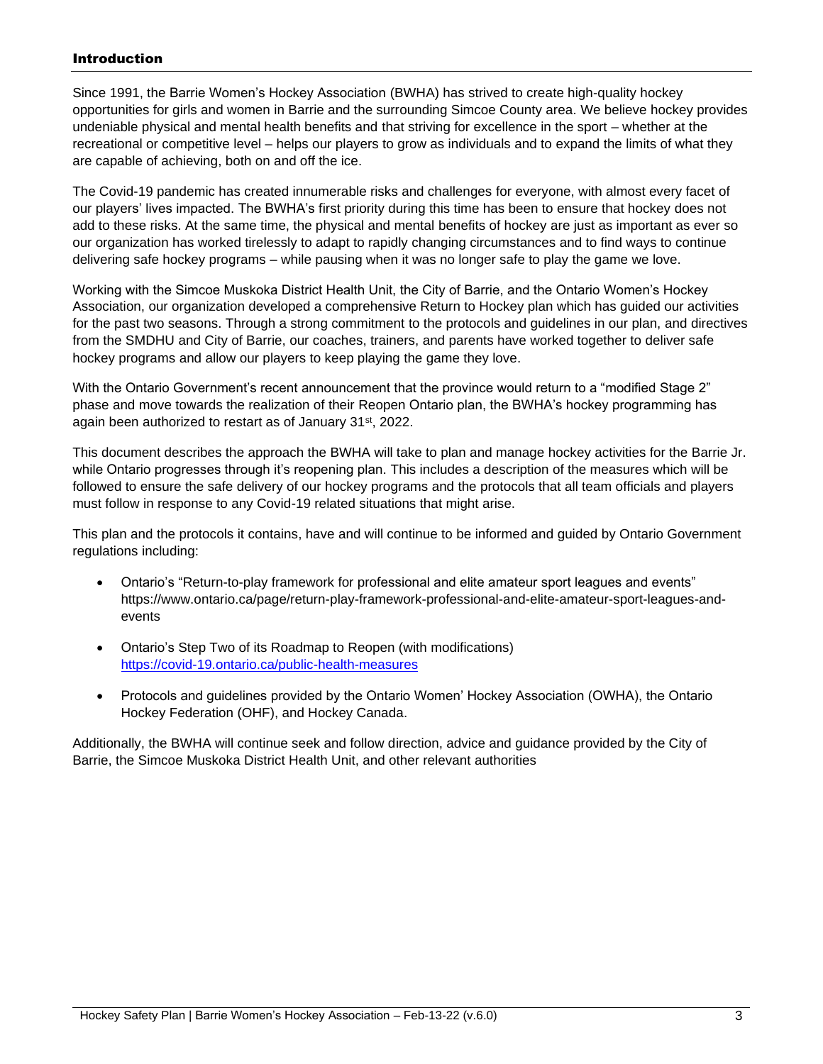## Introduction

Since 1991, the Barrie Women's Hockey Association (BWHA) has strived to create high-quality hockey opportunities for girls and women in Barrie and the surrounding Simcoe County area. We believe hockey provides undeniable physical and mental health benefits and that striving for excellence in the sport – whether at the recreational or competitive level – helps our players to grow as individuals and to expand the limits of what they are capable of achieving, both on and off the ice.

The Covid-19 pandemic has created innumerable risks and challenges for everyone, with almost every facet of our players' lives impacted. The BWHA's first priority during this time has been to ensure that hockey does not add to these risks. At the same time, the physical and mental benefits of hockey are just as important as ever so our organization has worked tirelessly to adapt to rapidly changing circumstances and to find ways to continue delivering safe hockey programs – while pausing when it was no longer safe to play the game we love.

Working with the Simcoe Muskoka District Health Unit, the City of Barrie, and the Ontario Women's Hockey Association, our organization developed a comprehensive Return to Hockey plan which has guided our activities for the past two seasons. Through a strong commitment to the protocols and guidelines in our plan, and directives from the SMDHU and City of Barrie, our coaches, trainers, and parents have worked together to deliver safe hockey programs and allow our players to keep playing the game they love.

With the Ontario Government's recent announcement that the province would return to a "modified Stage 2" phase and move towards the realization of their Reopen Ontario plan, the BWHA's hockey programming has again been authorized to restart as of January 31st, 2022.

This document describes the approach the BWHA will take to plan and manage hockey activities for the Barrie Jr. while Ontario progresses through it's reopening plan. This includes a description of the measures which will be followed to ensure the safe delivery of our hockey programs and the protocols that all team officials and players must follow in response to any Covid-19 related situations that might arise.

This plan and the protocols it contains, have and will continue to be informed and guided by Ontario Government regulations including:

- Ontario's "Return-to-play framework for professional and elite amateur sport leagues and events" https://www.ontario.ca/page/return-play-framework-professional-and-elite-amateur-sport-leagues-and-events
- Ontario's Step Two of its Roadmap to Reopen (with modifications) https://covid-19.ontario.ca/public-health-measures
- Protocols and guidelines provided by the Ontario Women' Hockey Association (OWHA), the Ontario Hockey Federation (OHF), and Hockey Canada.

Additionally, the BWHA will continue seek and follow direction, advice and guidance provided by the City of Barrie, the Simcoe Muskoka District Health Unit, and other relevant authorities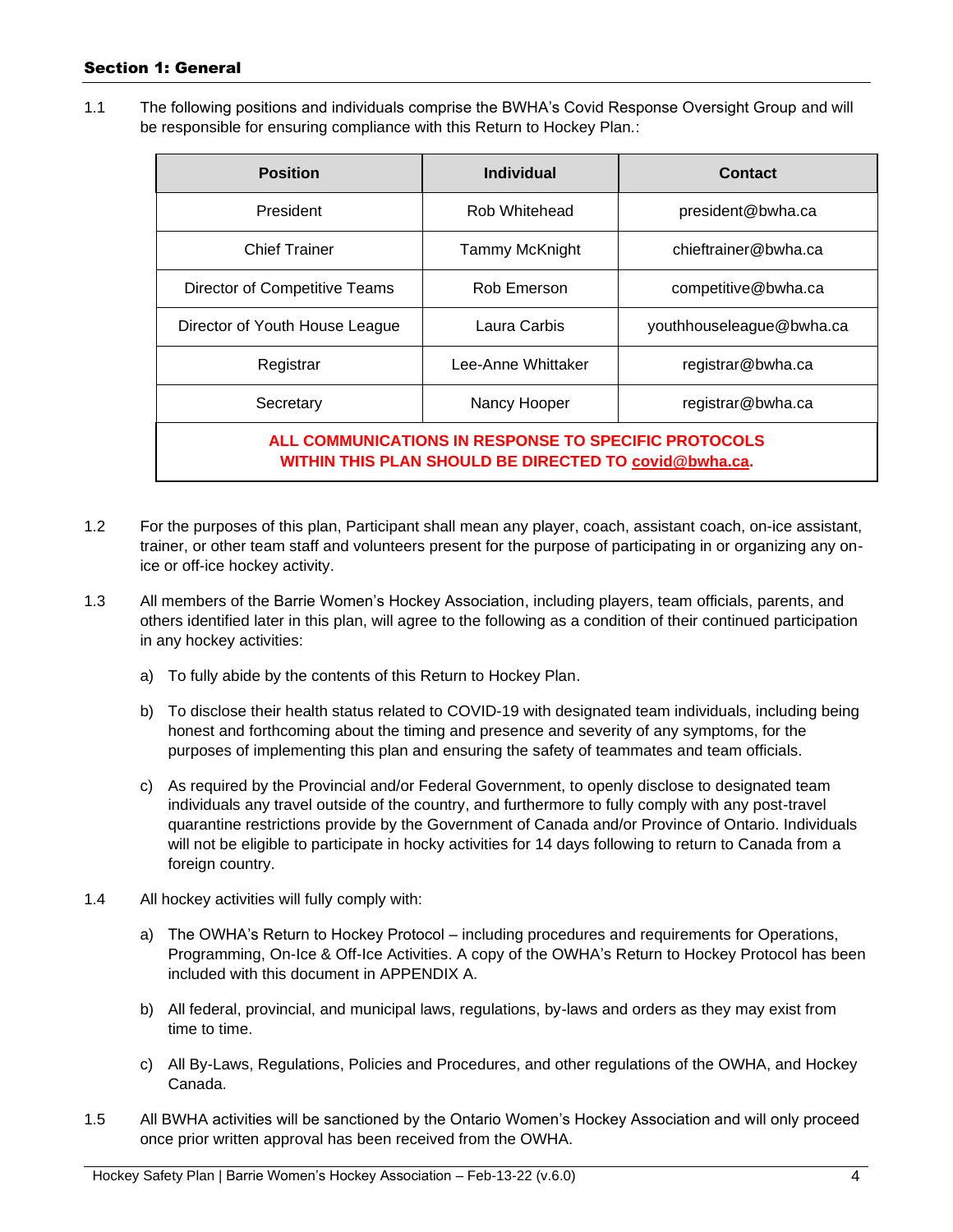## Section 1: General

1.1 The following positions and individuals comprise the BWHA's Covid Response Oversight Group and will be responsible for ensuring compliance with this Return to Hockey Plan.:

| Position | Individual | Contact |
|---|---|---|
| President | Rob Whitehead | president@bwha.ca |
| Chief Trainer | Tammy McKnight | chieftrainer@bwha.ca |
| Director of Competitive Teams | Rob Emerson | competitive@bwha.ca |
| Director of Youth House League | Laura Carbis | youthhouseleague@bwha.ca |
| Registrar | Lee-Anne Whittaker | registrar@bwha.ca |
| Secretary | Nancy Hooper | registrar@bwha.ca |
| **ALL COMMUNICATIONS IN RESPONSE TO SPECIFIC PROTOCOLS WITHIN THIS PLAN SHOULD BE DIRECTED TO covid@bwha.ca.** | | |

1.2 For the purposes of this plan, Participant shall mean any player, coach, assistant coach, on-ice assistant, trainer, or other team staff and volunteers present for the purpose of participating in or organizing any on-ice or off-ice hockey activity.

1.3 All members of the Barrie Women's Hockey Association, including players, team officials, parents, and others identified later in this plan, will agree to the following as a condition of their continued participation in any hockey activities:

a) To fully abide by the contents of this Return to Hockey Plan.

b) To disclose their health status related to COVID-19 with designated team individuals, including being honest and forthcoming about the timing and presence and severity of any symptoms, for the purposes of implementing this plan and ensuring the safety of teammates and team officials.

c) As required by the Provincial and/or Federal Government, to openly disclose to designated team individuals any travel outside of the country, and furthermore to fully comply with any post-travel quarantine restrictions provide by the Government of Canada and/or Province of Ontario. Individuals will not be eligible to participate in hocky activities for 14 days following to return to Canada from a foreign country.

1.4 All hockey activities will fully comply with:

a) The OWHA's Return to Hockey Protocol – including procedures and requirements for Operations, Programming, On-Ice & Off-Ice Activities. A copy of the OWHA's Return to Hockey Protocol has been included with this document in APPENDIX A.

b) All federal, provincial, and municipal laws, regulations, by-laws and orders as they may exist from time to time.

c) All By-Laws, Regulations, Policies and Procedures, and other regulations of the OWHA, and Hockey Canada.

1.5 All BWHA activities will be sanctioned by the Ontario Women's Hockey Association and will only proceed once prior written approval has been received from the OWHA.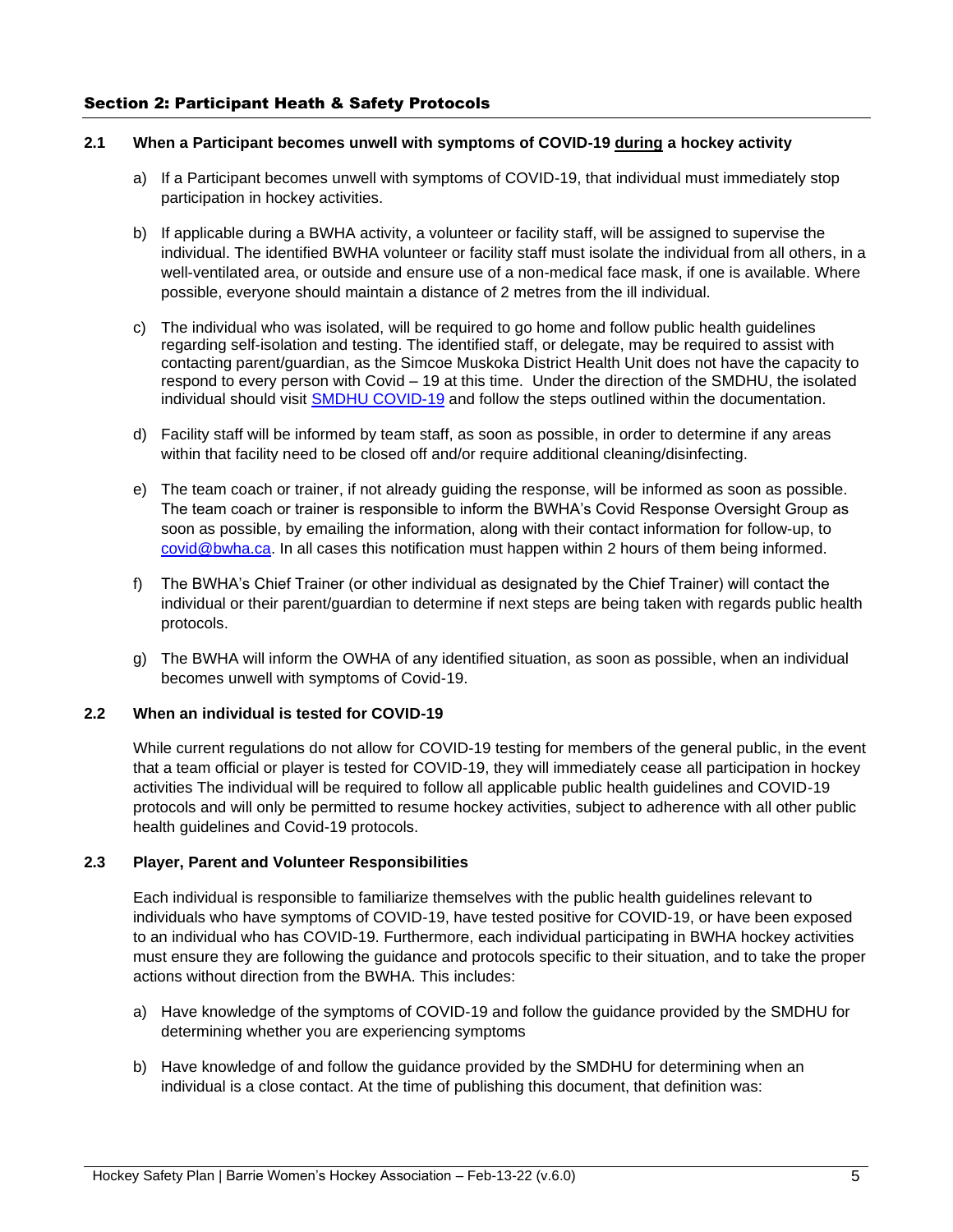## Section 2: Participant Heath & Safety Protocols

### 2.1 When a Participant becomes unwell with symptoms of COVID-19 <u>during</u> a hockey activity

a) If a Participant becomes unwell with symptoms of COVID-19, that individual must immediately stop participation in hockey activities.

b) If applicable during a BWHA activity, a volunteer or facility staff, will be assigned to supervise the individual. The identified BWHA volunteer or facility staff must isolate the individual from all others, in a well-ventilated area, or outside and ensure use of a non-medical face mask, if one is available. Where possible, everyone should maintain a distance of 2 metres from the ill individual.

c) The individual who was isolated, will be required to go home and follow public health guidelines regarding self-isolation and testing. The identified staff, or delegate, may be required to assist with contacting parent/guardian, as the Simcoe Muskoka District Health Unit does not have the capacity to respond to every person with Covid – 19 at this time. Under the direction of the SMDHU, the isolated individual should visit SMDHU COVID-19 and follow the steps outlined within the documentation.

d) Facility staff will be informed by team staff, as soon as possible, in order to determine if any areas within that facility need to be closed off and/or require additional cleaning/disinfecting.

e) The team coach or trainer, if not already guiding the response, will be informed as soon as possible. The team coach or trainer is responsible to inform the BWHA's Covid Response Oversight Group as soon as possible, by emailing the information, along with their contact information for follow-up, to covid@bwha.ca. In all cases this notification must happen within 2 hours of them being informed.

f) The BWHA's Chief Trainer (or other individual as designated by the Chief Trainer) will contact the individual or their parent/guardian to determine if next steps are being taken with regards public health protocols.

g) The BWHA will inform the OWHA of any identified situation, as soon as possible, when an individual becomes unwell with symptoms of Covid-19.

### 2.2 When an individual is tested for COVID-19

While current regulations do not allow for COVID-19 testing for members of the general public, in the event that a team official or player is tested for COVID-19, they will immediately cease all participation in hockey activities The individual will be required to follow all applicable public health guidelines and COVID-19 protocols and will only be permitted to resume hockey activities, subject to adherence with all other public health guidelines and Covid-19 protocols.

### 2.3 Player, Parent and Volunteer Responsibilities

Each individual is responsible to familiarize themselves with the public health guidelines relevant to individuals who have symptoms of COVID-19, have tested positive for COVID-19, or have been exposed to an individual who has COVID-19. Furthermore, each individual participating in BWHA hockey activities must ensure they are following the guidance and protocols specific to their situation, and to take the proper actions without direction from the BWHA. This includes:

a) Have knowledge of the symptoms of COVID-19 and follow the guidance provided by the SMDHU for determining whether you are experiencing symptoms

b) Have knowledge of and follow the guidance provided by the SMDHU for determining when an individual is a close contact. At the time of publishing this document, that definition was: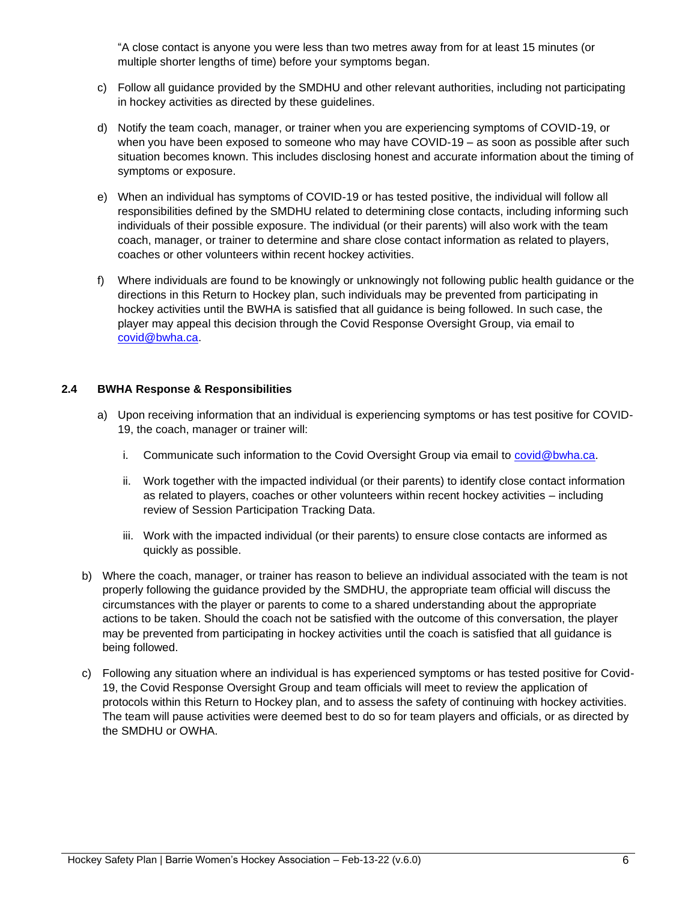"A close contact is anyone you were less than two metres away from for at least 15 minutes (or multiple shorter lengths of time) before your symptoms began.

c) Follow all guidance provided by the SMDHU and other relevant authorities, including not participating in hockey activities as directed by these guidelines.

d) Notify the team coach, manager, or trainer when you are experiencing symptoms of COVID-19, or when you have been exposed to someone who may have COVID-19 – as soon as possible after such situation becomes known. This includes disclosing honest and accurate information about the timing of symptoms or exposure.

e) When an individual has symptoms of COVID-19 or has tested positive, the individual will follow all responsibilities defined by the SMDHU related to determining close contacts, including informing such individuals of their possible exposure. The individual (or their parents) will also work with the team coach, manager, or trainer to determine and share close contact information as related to players, coaches or other volunteers within recent hockey activities.

f) Where individuals are found to be knowingly or unknowingly not following public health guidance or the directions in this Return to Hockey plan, such individuals may be prevented from participating in hockey activities until the BWHA is satisfied that all guidance is being followed. In such case, the player may appeal this decision through the Covid Response Oversight Group, via email to covid@bwha.ca.

### 2.4 BWHA Response & Responsibilities

a) Upon receiving information that an individual is experiencing symptoms or has test positive for COVID-19, the coach, manager or trainer will:

   i. Communicate such information to the Covid Oversight Group via email to covid@bwha.ca.

   ii. Work together with the impacted individual (or their parents) to identify close contact information as related to players, coaches or other volunteers within recent hockey activities – including review of Session Participation Tracking Data.

   iii. Work with the impacted individual (or their parents) to ensure close contacts are informed as quickly as possible.

b) Where the coach, manager, or trainer has reason to believe an individual associated with the team is not properly following the guidance provided by the SMDHU, the appropriate team official will discuss the circumstances with the player or parents to come to a shared understanding about the appropriate actions to be taken. Should the coach not be satisfied with the outcome of this conversation, the player may be prevented from participating in hockey activities until the coach is satisfied that all guidance is being followed.

c) Following any situation where an individual is has experienced symptoms or has tested positive for Covid-19, the Covid Response Oversight Group and team officials will meet to review the application of protocols within this Return to Hockey plan, and to assess the safety of continuing with hockey activities. The team will pause activities were deemed best to do so for team players and officials, or as directed by the SMDHU or OWHA.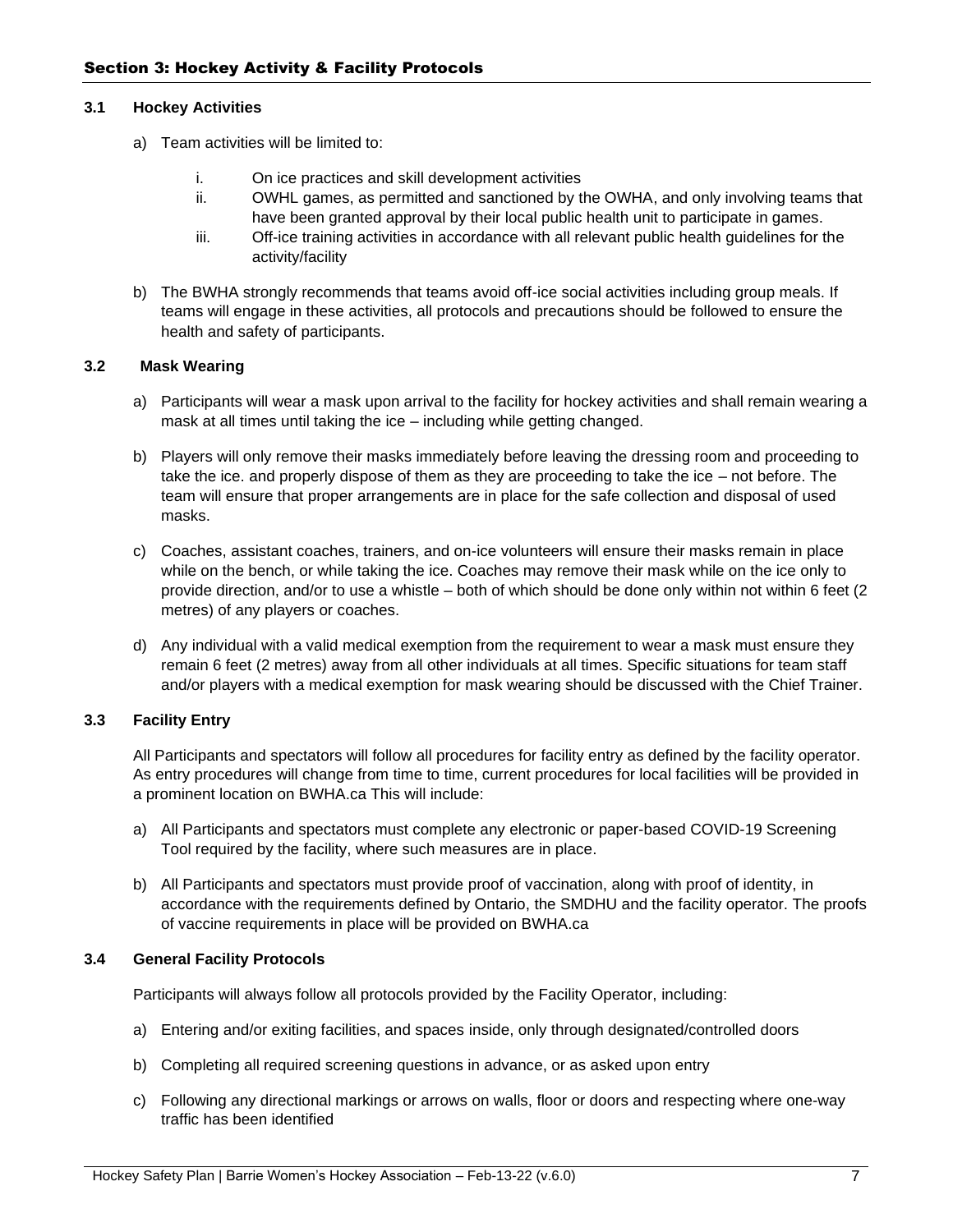## Section 3: Hockey Activity & Facility Protocols

### 3.1 Hockey Activities

a) Team activities will be limited to:

   i. On ice practices and skill development activities
   ii. OWHL games, as permitted and sanctioned by the OWHA, and only involving teams that have been granted approval by their local public health unit to participate in games.
   iii. Off-ice training activities in accordance with all relevant public health guidelines for the activity/facility

b) The BWHA strongly recommends that teams avoid off-ice social activities including group meals. If teams will engage in these activities, all protocols and precautions should be followed to ensure the health and safety of participants.

### 3.2 Mask Wearing

a) Participants will wear a mask upon arrival to the facility for hockey activities and shall remain wearing a mask at all times until taking the ice – including while getting changed.

b) Players will only remove their masks immediately before leaving the dressing room and proceeding to take the ice. and properly dispose of them as they are proceeding to take the ice – not before. The team will ensure that proper arrangements are in place for the safe collection and disposal of used masks.

c) Coaches, assistant coaches, trainers, and on-ice volunteers will ensure their masks remain in place while on the bench, or while taking the ice. Coaches may remove their mask while on the ice only to provide direction, and/or to use a whistle – both of which should be done only within not within 6 feet (2 metres) of any players or coaches.

d) Any individual with a valid medical exemption from the requirement to wear a mask must ensure they remain 6 feet (2 metres) away from all other individuals at all times. Specific situations for team staff and/or players with a medical exemption for mask wearing should be discussed with the Chief Trainer.

### 3.3 Facility Entry

All Participants and spectators will follow all procedures for facility entry as defined by the facility operator. As entry procedures will change from time to time, current procedures for local facilities will be provided in a prominent location on BWHA.ca This will include:

a) All Participants and spectators must complete any electronic or paper-based COVID-19 Screening Tool required by the facility, where such measures are in place.

b) All Participants and spectators must provide proof of vaccination, along with proof of identity, in accordance with the requirements defined by Ontario, the SMDHU and the facility operator. The proofs of vaccine requirements in place will be provided on BWHA.ca

### 3.4 General Facility Protocols

Participants will always follow all protocols provided by the Facility Operator, including:

a) Entering and/or exiting facilities, and spaces inside, only through designated/controlled doors

b) Completing all required screening questions in advance, or as asked upon entry

c) Following any directional markings or arrows on walls, floor or doors and respecting where one-way traffic has been identified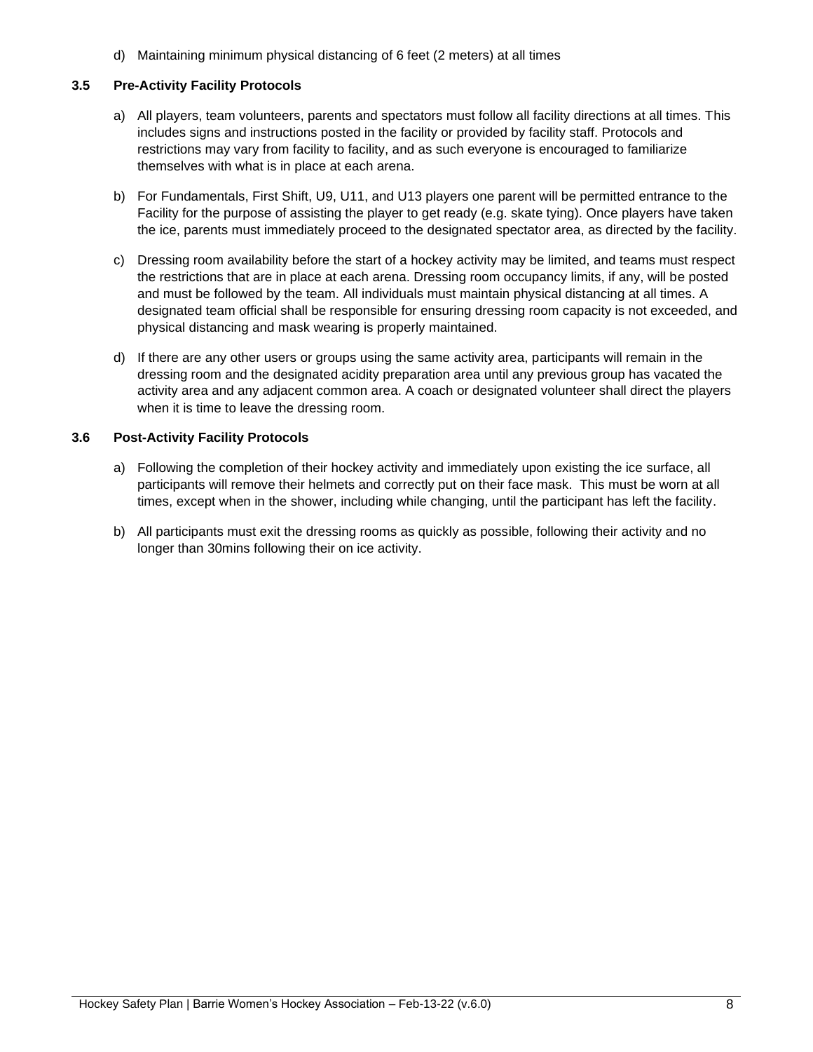d) Maintaining minimum physical distancing of 6 feet (2 meters) at all times

### 3.5 Pre-Activity Facility Protocols

a) All players, team volunteers, parents and spectators must follow all facility directions at all times. This includes signs and instructions posted in the facility or provided by facility staff. Protocols and restrictions may vary from facility to facility, and as such everyone is encouraged to familiarize themselves with what is in place at each arena.

b) For Fundamentals, First Shift, U9, U11, and U13 players one parent will be permitted entrance to the Facility for the purpose of assisting the player to get ready (e.g. skate tying). Once players have taken the ice, parents must immediately proceed to the designated spectator area, as directed by the facility.

c) Dressing room availability before the start of a hockey activity may be limited, and teams must respect the restrictions that are in place at each arena. Dressing room occupancy limits, if any, will be posted and must be followed by the team. All individuals must maintain physical distancing at all times. A designated team official shall be responsible for ensuring dressing room capacity is not exceeded, and physical distancing and mask wearing is properly maintained.

d) If there are any other users or groups using the same activity area, participants will remain in the dressing room and the designated acidity preparation area until any previous group has vacated the activity area and any adjacent common area. A coach or designated volunteer shall direct the players when it is time to leave the dressing room.

### 3.6 Post-Activity Facility Protocols

a) Following the completion of their hockey activity and immediately upon existing the ice surface, all participants will remove their helmets and correctly put on their face mask. This must be worn at all times, except when in the shower, including while changing, until the participant has left the facility.

b) All participants must exit the dressing rooms as quickly as possible, following their activity and no longer than 30mins following their on ice activity.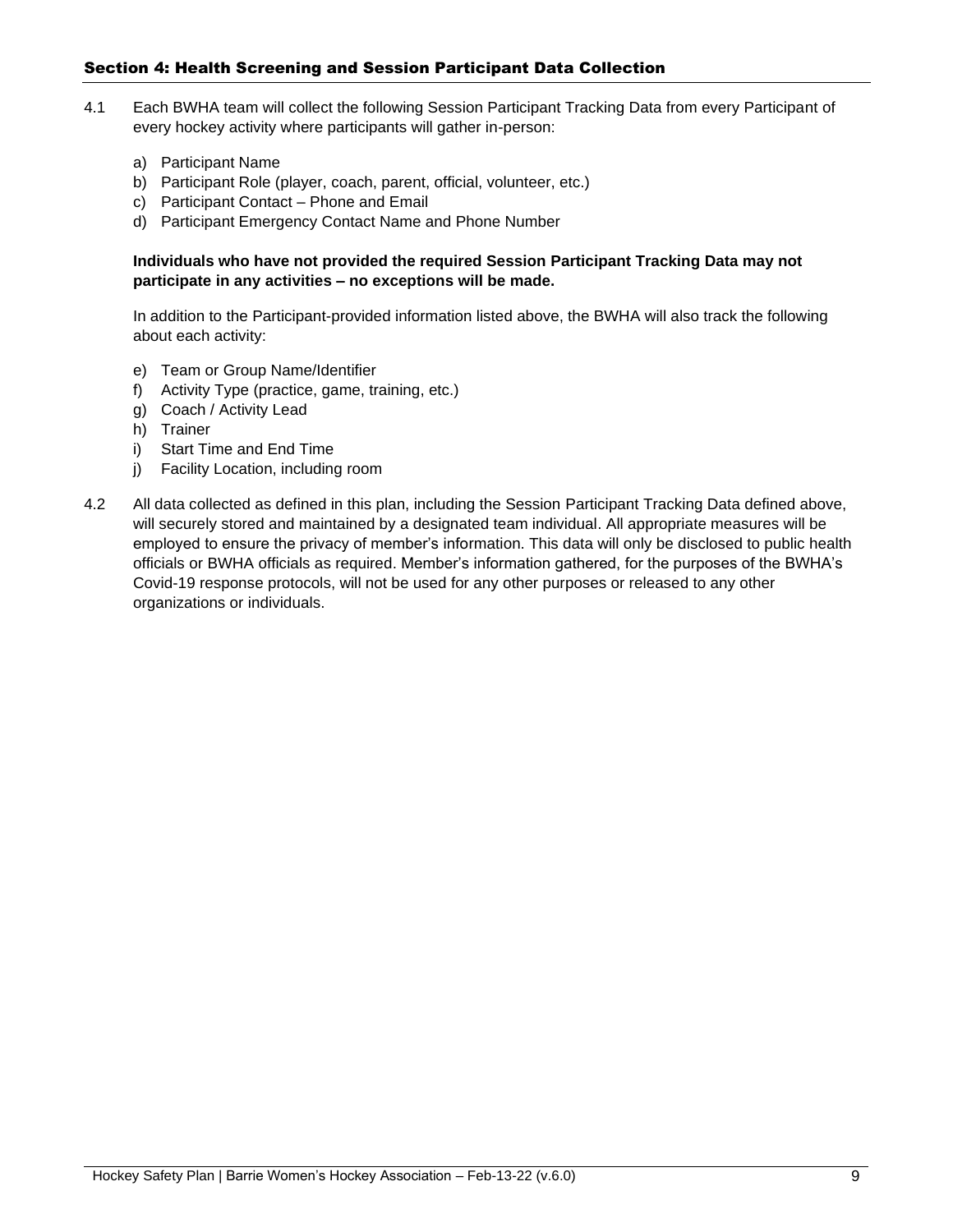## Section 4: Health Screening and Session Participant Data Collection

4.1 Each BWHA team will collect the following Session Participant Tracking Data from every Participant of every hockey activity where participants will gather in-person:

a) Participant Name
b) Participant Role (player, coach, parent, official, volunteer, etc.)
c) Participant Contact – Phone and Email
d) Participant Emergency Contact Name and Phone Number

**Individuals who have not provided the required Session Participant Tracking Data may not participate in any activities – no exceptions will be made.**

In addition to the Participant-provided information listed above, the BWHA will also track the following about each activity:

e) Team or Group Name/Identifier
f) Activity Type (practice, game, training, etc.)
g) Coach / Activity Lead
h) Trainer
i) Start Time and End Time
j) Facility Location, including room

4.2 All data collected as defined in this plan, including the Session Participant Tracking Data defined above, will securely stored and maintained by a designated team individual. All appropriate measures will be employed to ensure the privacy of member's information. This data will only be disclosed to public health officials or BWHA officials as required. Member's information gathered, for the purposes of the BWHA's Covid-19 response protocols, will not be used for any other purposes or released to any other organizations or individuals.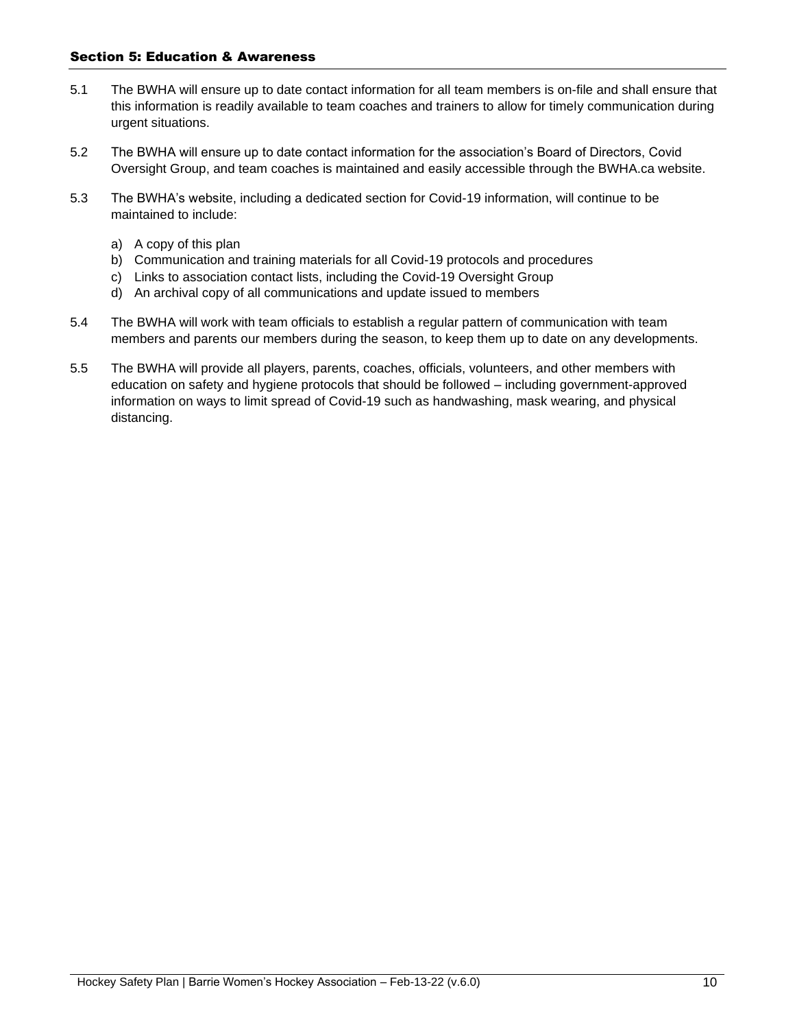## Section 5: Education & Awareness

5.1 The BWHA will ensure up to date contact information for all team members is on-file and shall ensure that this information is readily available to team coaches and trainers to allow for timely communication during urgent situations.

5.2 The BWHA will ensure up to date contact information for the association's Board of Directors, Covid Oversight Group, and team coaches is maintained and easily accessible through the BWHA.ca website.

5.3 The BWHA's website, including a dedicated section for Covid-19 information, will continue to be maintained to include:

a) A copy of this plan
b) Communication and training materials for all Covid-19 protocols and procedures
c) Links to association contact lists, including the Covid-19 Oversight Group
d) An archival copy of all communications and update issued to members

5.4 The BWHA will work with team officials to establish a regular pattern of communication with team members and parents our members during the season, to keep them up to date on any developments.

5.5 The BWHA will provide all players, parents, coaches, officials, volunteers, and other members with education on safety and hygiene protocols that should be followed – including government-approved information on ways to limit spread of Covid-19 such as handwashing, mask wearing, and physical distancing.